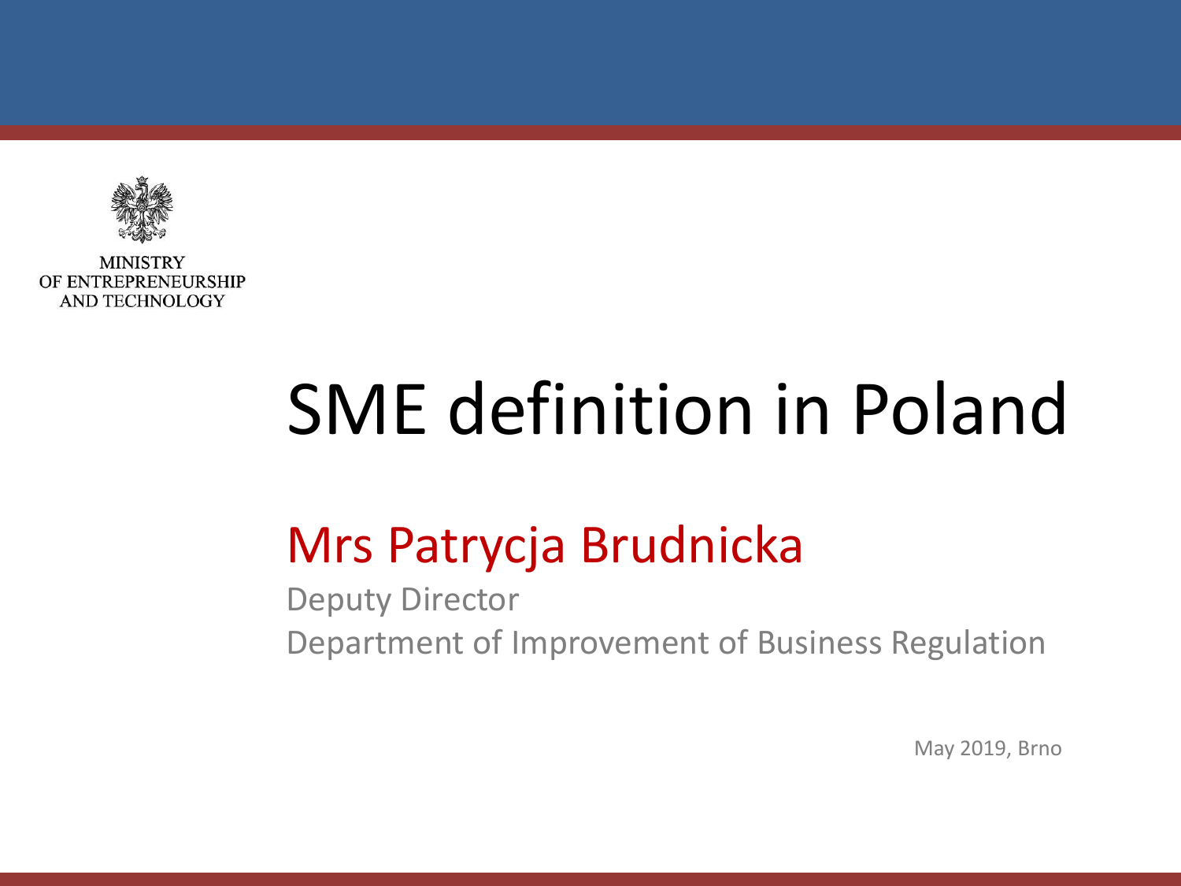MINISTRY
OF ENTREPRENEURSHIP
AND TECHNOLOGY

# SME definition in Poland

## Mrs Patrycja Brudnicka

Deputy Director

Department of Improvement of Business Regulation

May 2019, Brno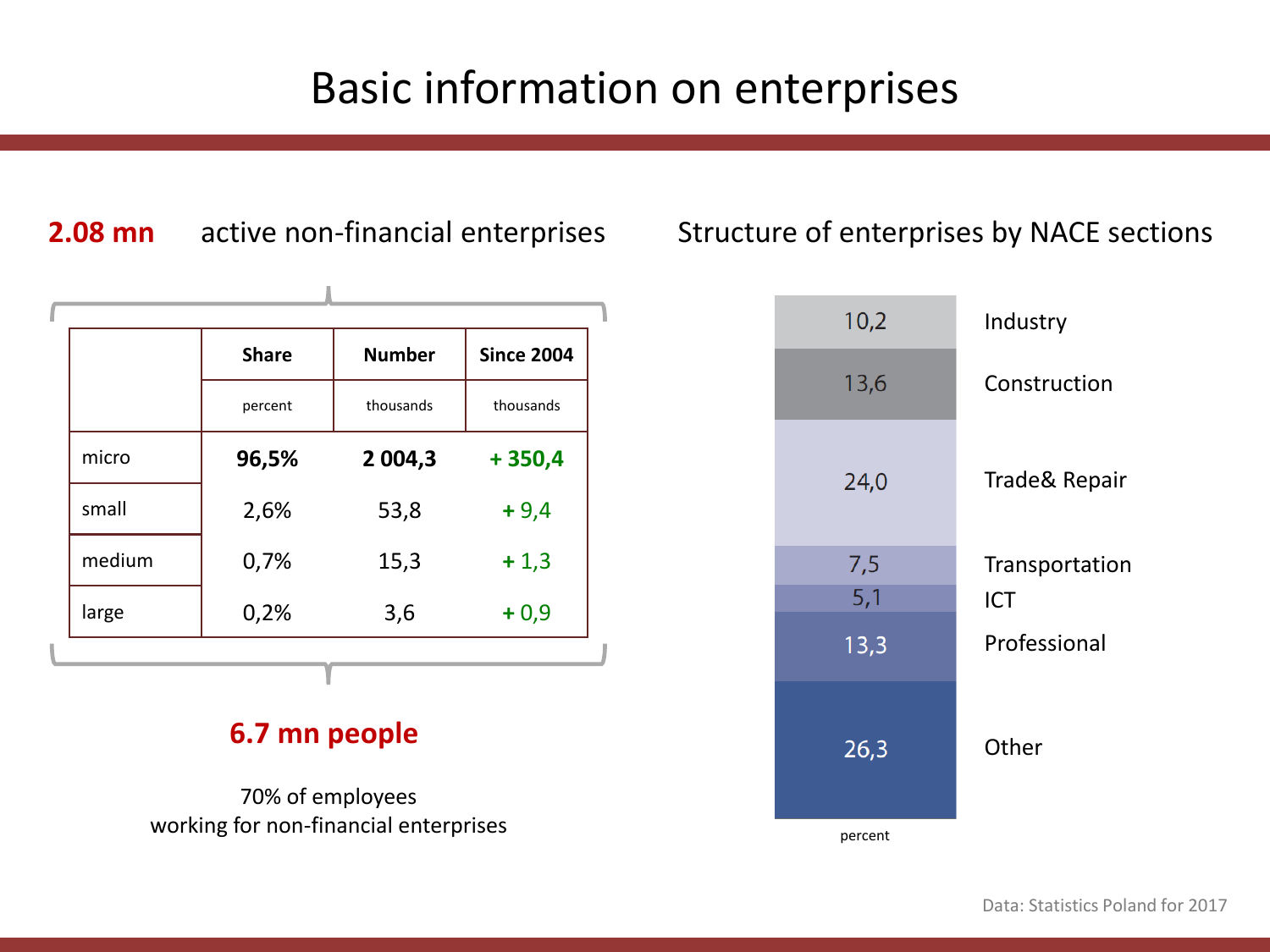# Basic information on enterprises

**2.08 mn** active non-financial enterprises

| | Share | Number | Since 2004 |
|---|---|---|---|
| | percent | thousands | thousands |
| micro | **96,5%** | **2 004,3** | **+ 350,4** |
| small | 2,6% | 53,8 | + 9,4 |
| medium | 0,7% | 15,3 | + 1,3 |
| large | 0,2% | 3,6 | + 0,9 |

**6.7 mn people**

70% of employees
working for non-financial enterprises

## Structure of enterprises by NACE sections

| NACE section | percent |
|---|---|
| Industry | 10,2 |
| Construction | 13,6 |
| Trade& Repair | 24,0 |
| Transportation | 7,5 |
| ICT | 5,1 |
| Professional | 13,3 |
| Other | 26,3 |

Data: Statistics Poland for 2017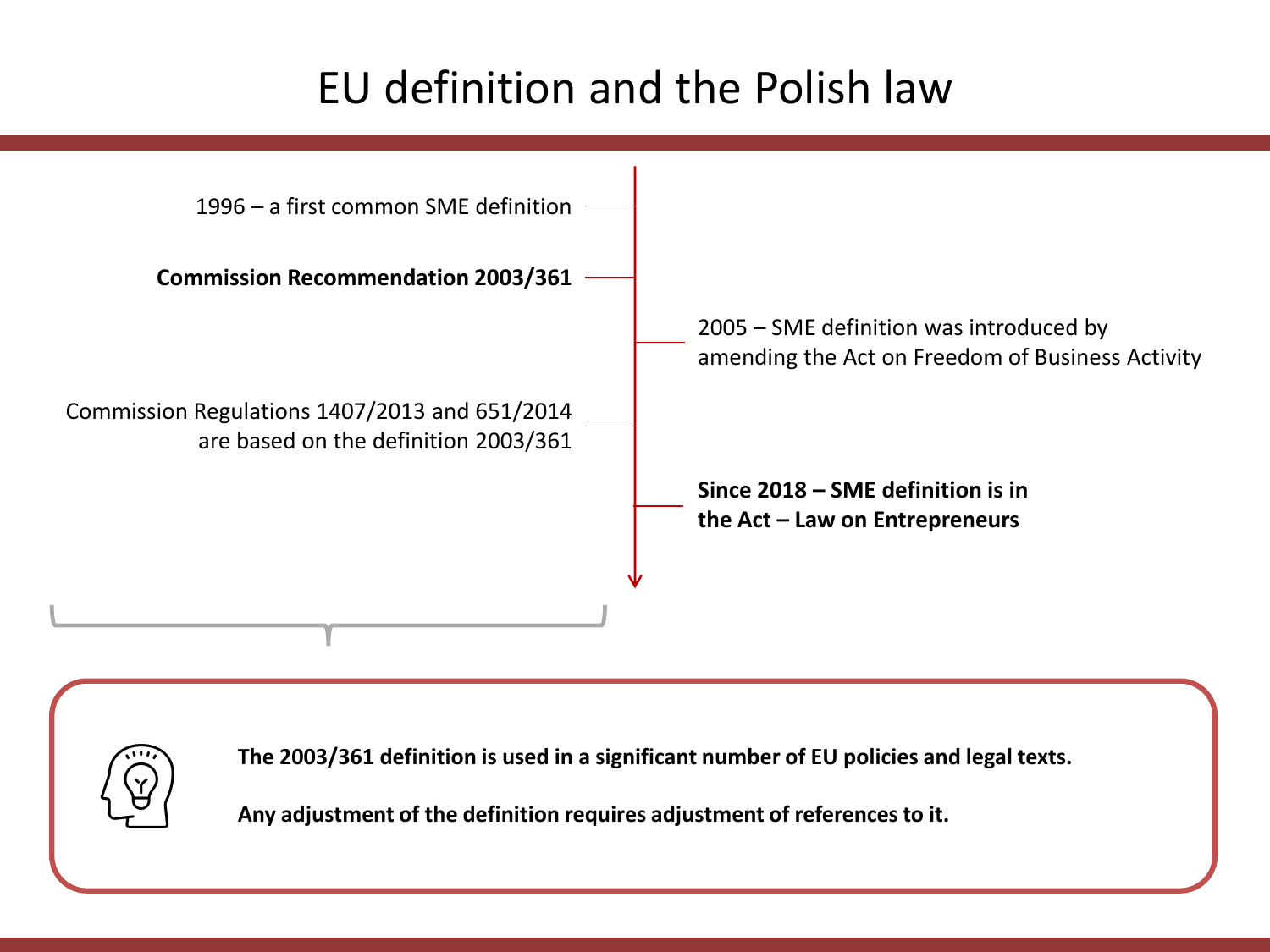# EU definition and the Polish law

1996 – a first common SME definition

**Commission Recommendation 2003/361**

2005 – SME definition was introduced by amending the Act on Freedom of Business Activity

Commission Regulations 1407/2013 and 651/2014 are based on the definition 2003/361

**Since 2018 – SME definition is in the Act – Law on Entrepreneurs**

**The 2003/361 definition is used in a significant number of EU policies and legal texts.**

**Any adjustment of the definition requires adjustment of references to it.**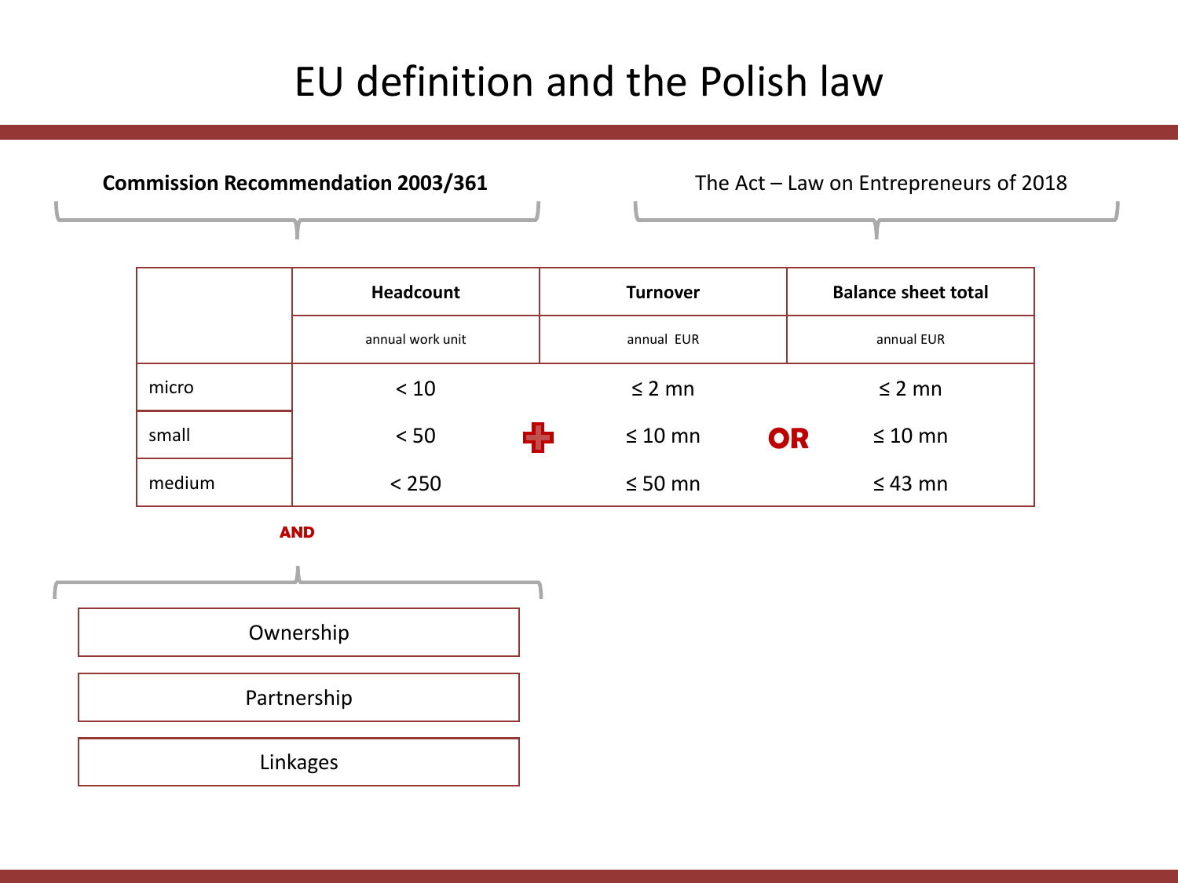# EU definition and the Polish law

**Commission Recommendation 2003/361**

The Act – Law on Entrepreneurs of 2018

| | Headcount | Turnover | | Balance sheet total |
|---|---|---|---|---|
| | annual work unit | annual EUR | | annual EUR |
| micro | < 10 | ≤ 2 mn | | ≤ 2 mn |
| small | < 50 + | ≤ 10 mn | OR | ≤ 10 mn |
| medium | < 250 | ≤ 50 mn | | ≤ 43 mn |

**AND**

- Ownership
- Partnership
- Linkages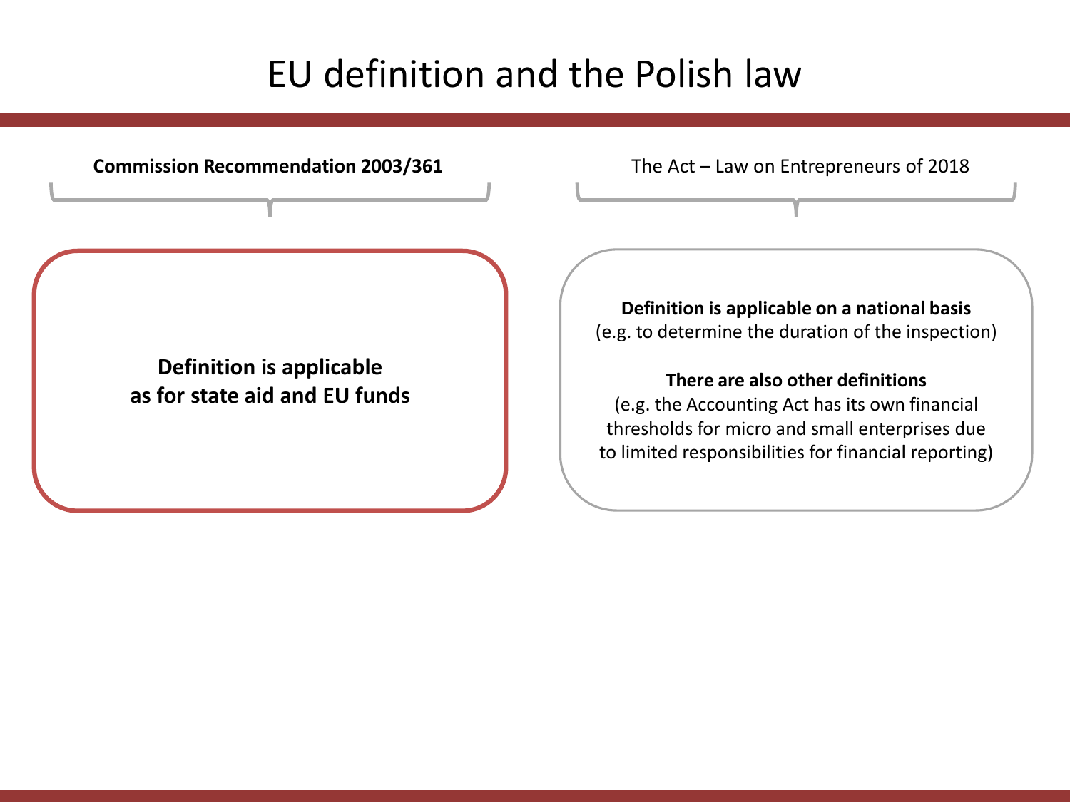# EU definition and the Polish law

**Commission Recommendation 2003/361**

**Definition is applicable as for state aid and EU funds**

The Act – Law on Entrepreneurs of 2018

**Definition is applicable on a national basis**
(e.g. to determine the duration of the inspection)

**There are also other definitions**
(e.g. the Accounting Act has its own financial thresholds for micro and small enterprises due to limited responsibilities for financial reporting)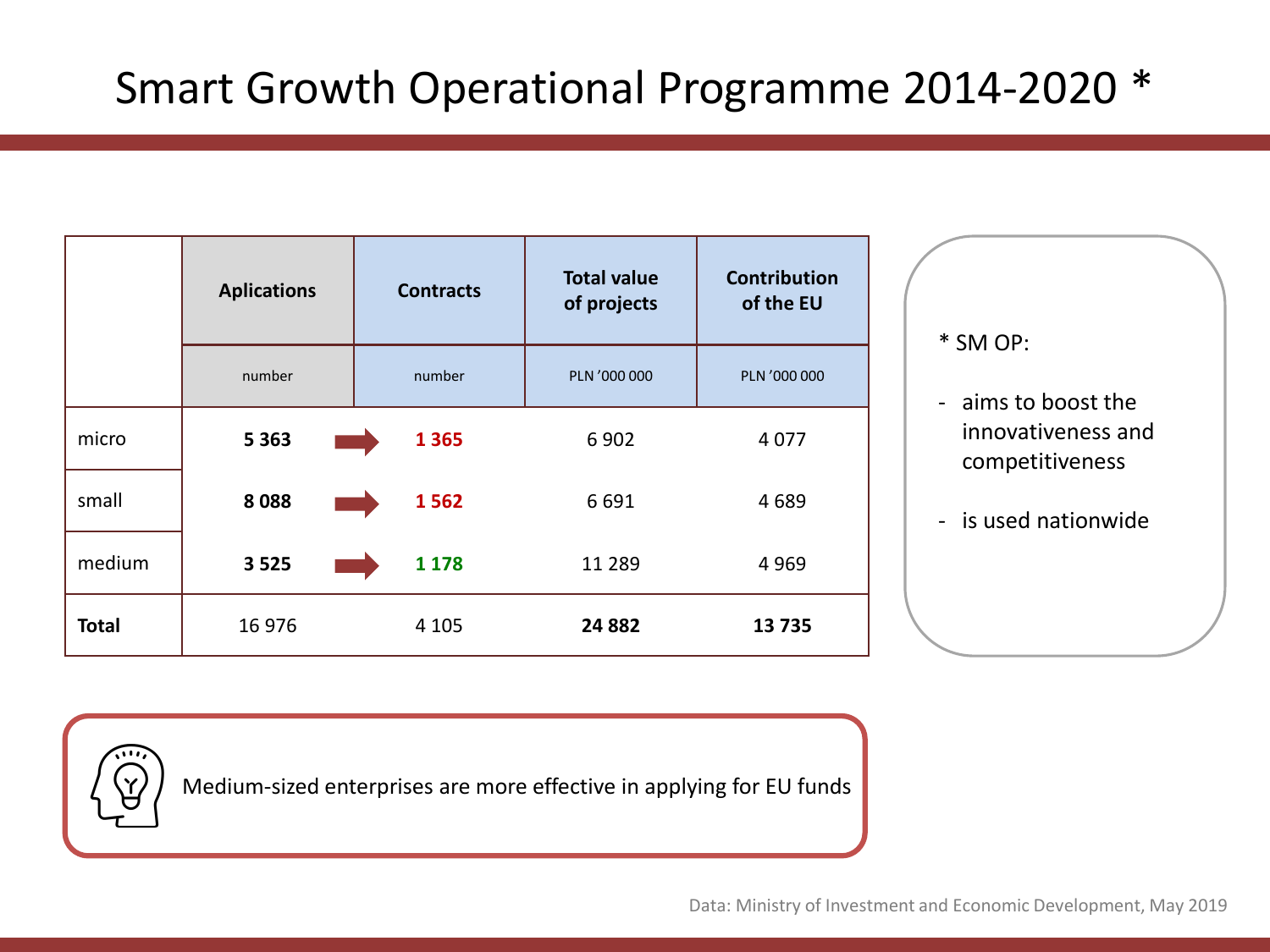# Smart Growth Operational Programme 2014-2020 *

| | Aplications | | Contracts | Total value of projects | Contribution of the EU |
|---|---|---|---|---|---|
| | number | | number | PLN ’000 000 | PLN ’000 000 |
| micro | **5 363** | ➡ | **1 365** | 6 902 | 4 077 |
| small | **8 088** | ➡ | **1 562** | 6 691 | 4 689 |
| medium | **3 525** | ➡ | **1 178** | 11 289 | 4 969 |
| **Total** | 16 976 | | 4 105 | **24 882** | **13 735** |

* SM OP:

- aims to boost the innovativeness and competitiveness
- is used nationwide

Medium-sized enterprises are more effective in applying for EU funds

Data: Ministry of Investment and Economic Development, May 2019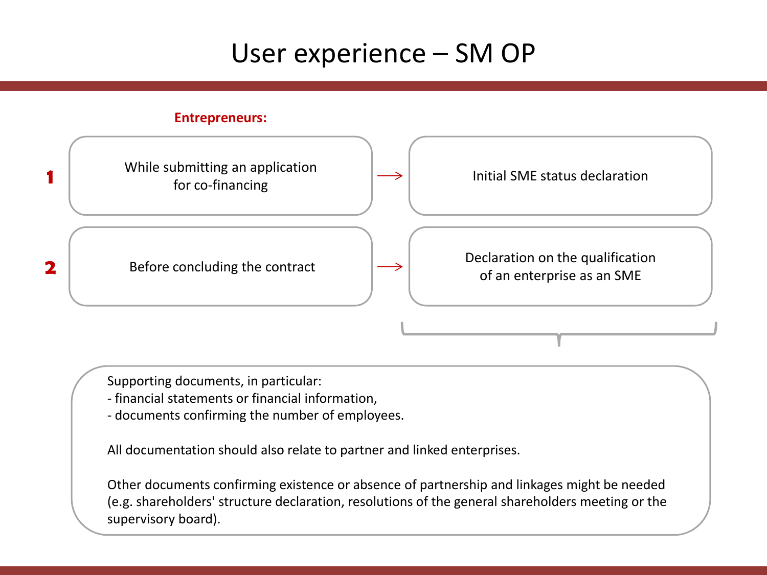# User experience – SM OP

**Entrepreneurs:**

1. While submitting an application for co-financing → Initial SME status declaration
2. Before concluding the contract → Declaration on the qualification of an enterprise as an SME

Supporting documents, in particular:
- financial statements or financial information,
- documents confirming the number of employees.

All documentation should also relate to partner and linked enterprises.

Other documents confirming existence or absence of partnership and linkages might be needed (e.g. shareholders' structure declaration, resolutions of the general shareholders meeting or the supervisory board).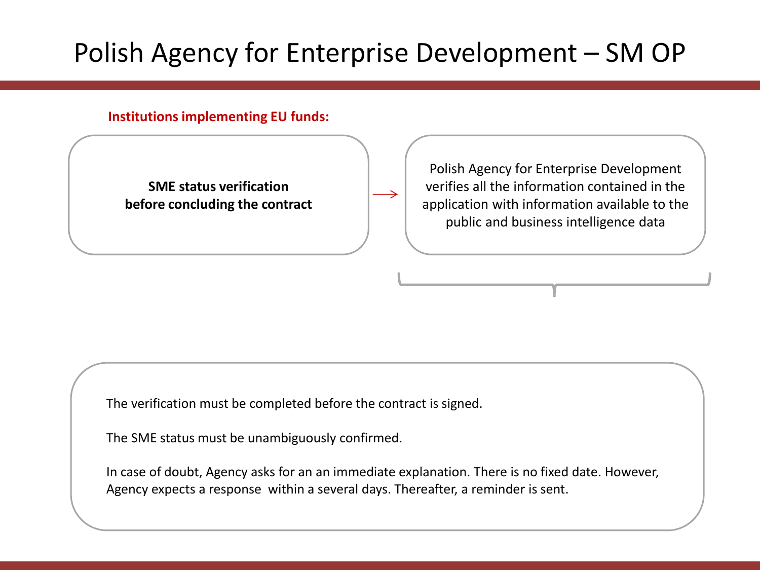# Polish Agency for Enterprise Development – SM OP

**Institutions implementing EU funds:**

**SME status verification before concluding the contract** → Polish Agency for Enterprise Development verifies all the information contained in the application with information available to the public and business intelligence data

The verification must be completed before the contract is signed.

The SME status must be unambiguously confirmed.

In case of doubt, Agency asks for an an immediate explanation. There is no fixed date. However, Agency expects a response within a several days. Thereafter, a reminder is sent.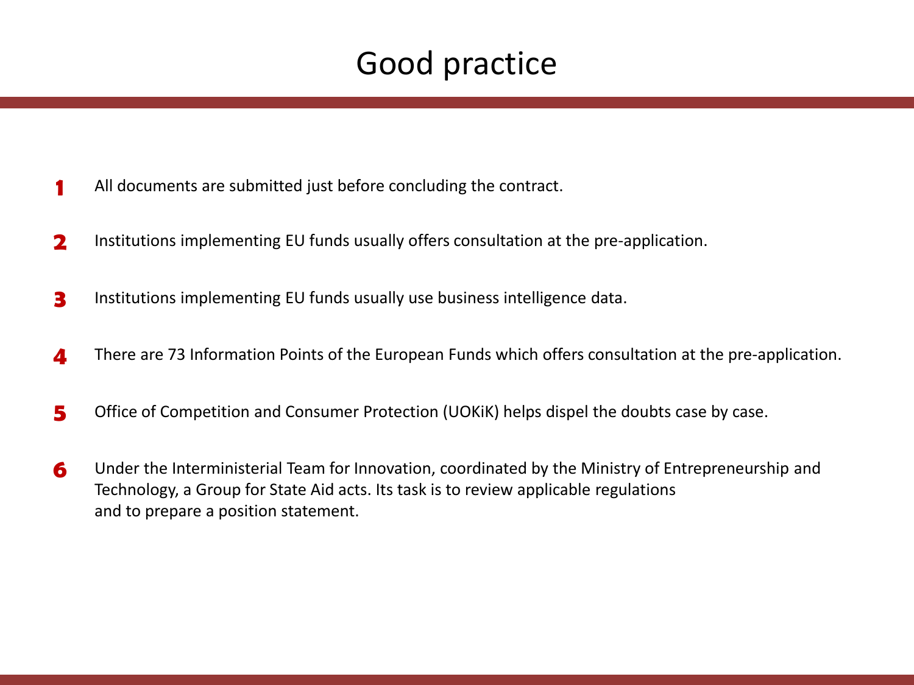# Good practice

1. All documents are submitted just before concluding the contract.
2. Institutions implementing EU funds usually offers consultation at the pre-application.
3. Institutions implementing EU funds usually use business intelligence data.
4. There are 73 Information Points of the European Funds which offers consultation at the pre-application.
5. Office of Competition and Consumer Protection (UOKiK) helps dispel the doubts case by case.
6. Under the Interministerial Team for Innovation, coordinated by the Ministry of Entrepreneurship and Technology, a Group for State Aid acts. Its task is to review applicable regulations and to prepare a position statement.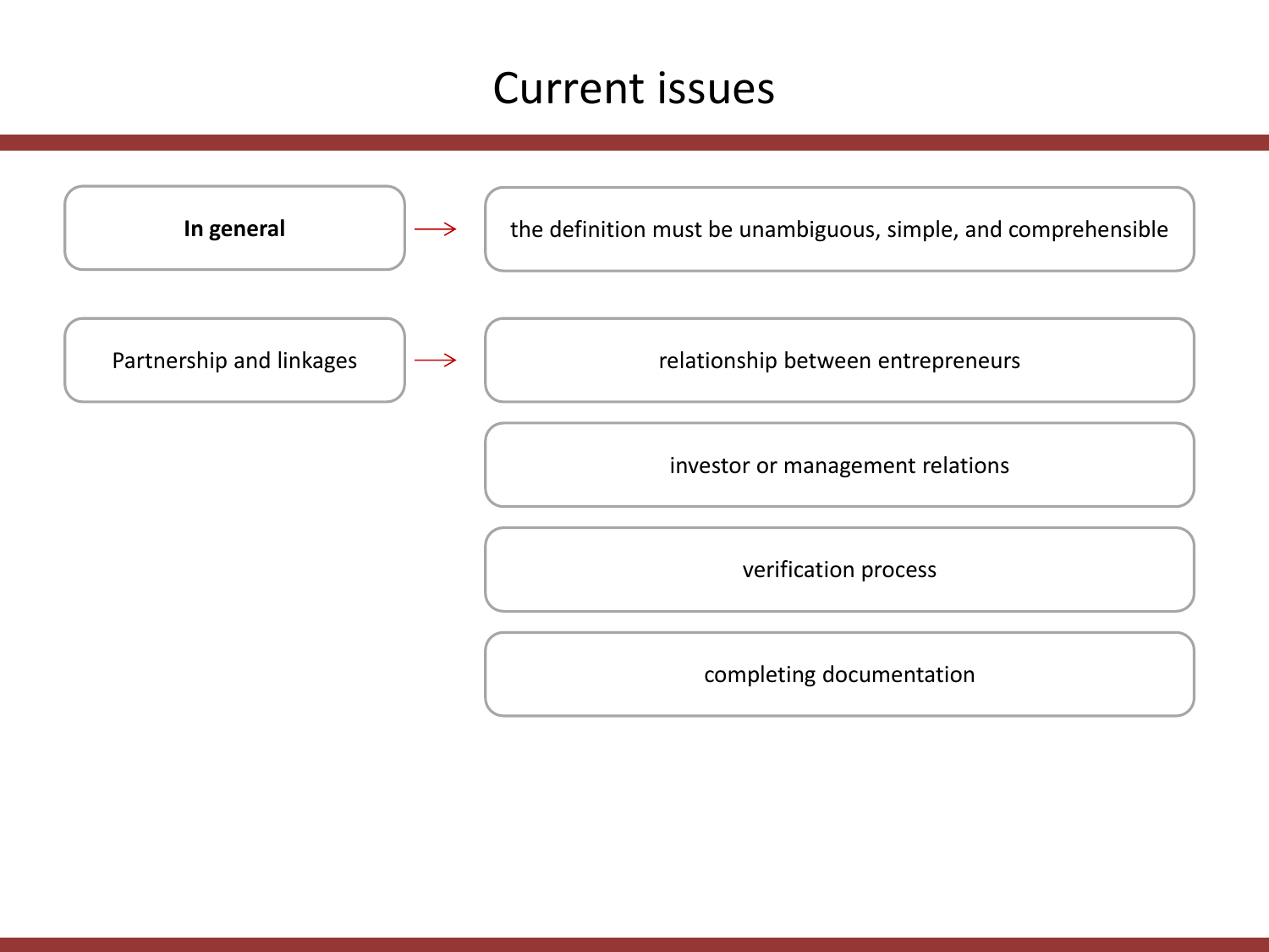# Current issues

- **In general** → the definition must be unambiguous, simple, and comprehensible
- Partnership and linkages →
  - relationship between entrepreneurs
  - investor or management relations
  - verification process
  - completing documentation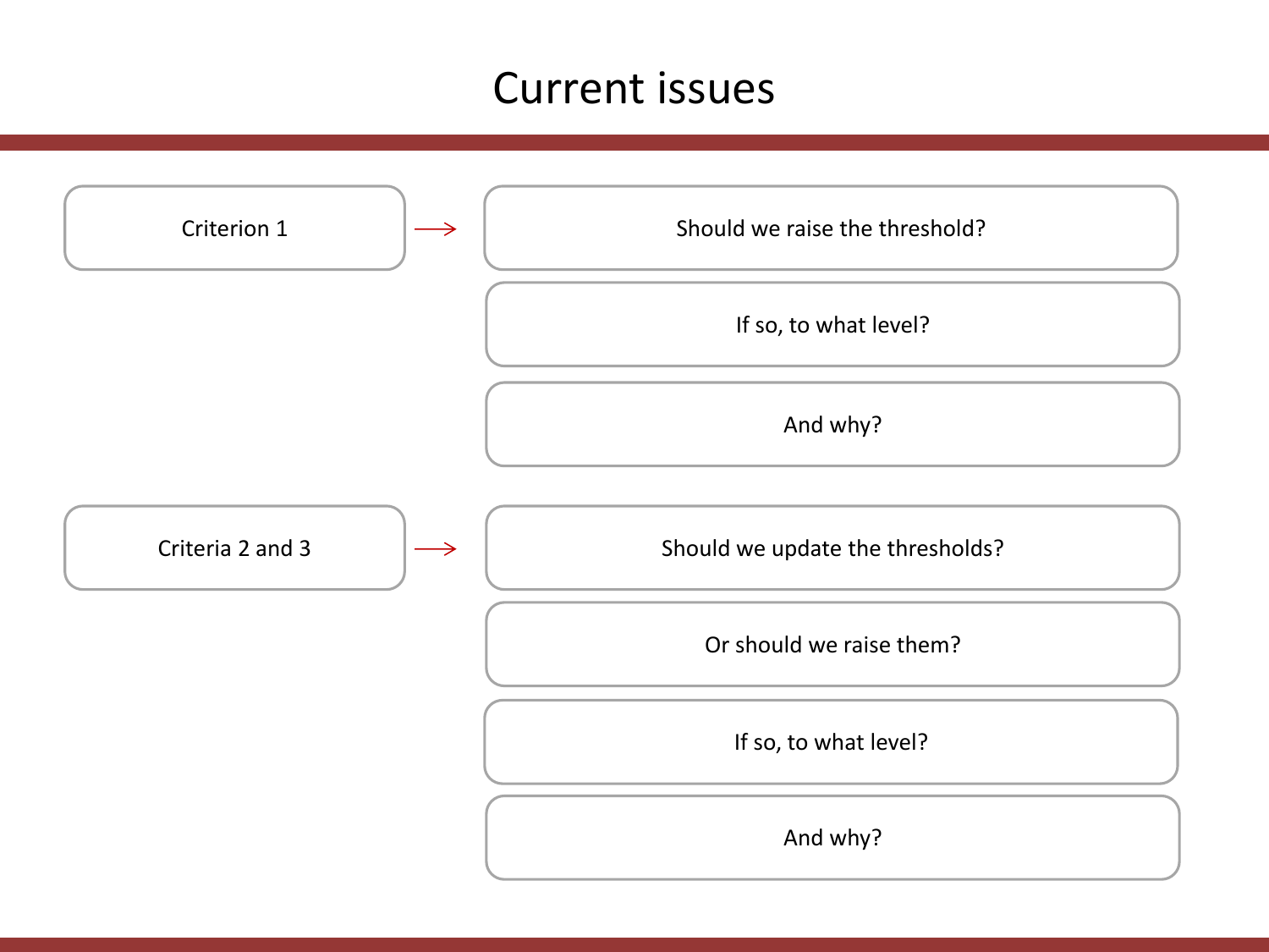# Current issues

**Criterion 1** →

- Should we raise the threshold?
- If so, to what level?
- And why?

**Criteria 2 and 3** →

- Should we update the thresholds?
- Or should we raise them?
- If so, to what level?
- And why?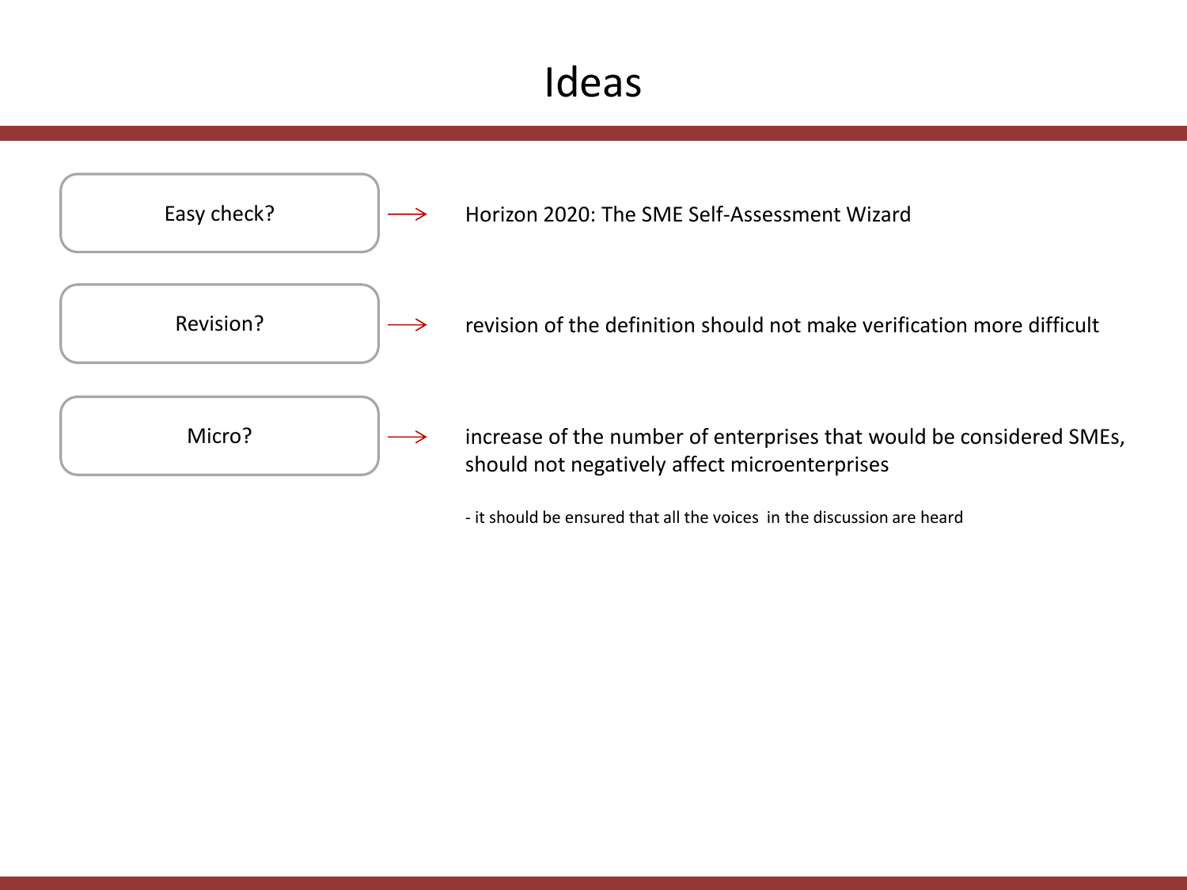# Ideas

| | | |
|---|---|---|
| Easy check? | → | Horizon 2020: The SME Self-Assessment Wizard |
| Revision? | → | revision of the definition should not make verification more difficult |
| Micro? | → | increase of the number of enterprises that would be considered SMEs, should not negatively affect microenterprises |

- it should be ensured that all the voices in the discussion are heard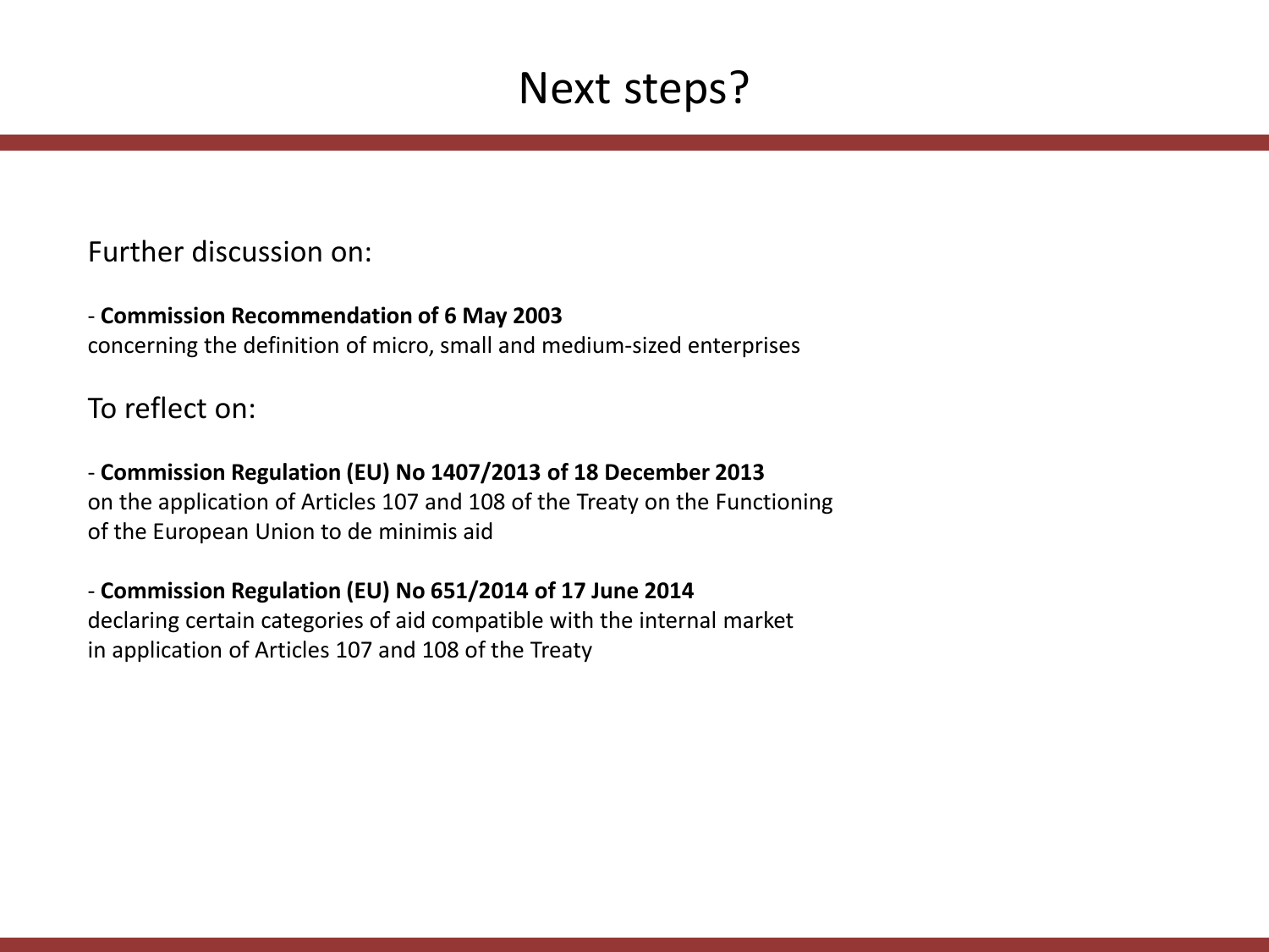# Next steps?

Further discussion on:

- **Commission Recommendation of 6 May 2003**
concerning the definition of micro, small and medium-sized enterprises

To reflect on:

- **Commission Regulation (EU) No 1407/2013 of 18 December 2013**
on the application of Articles 107 and 108 of the Treaty on the Functioning of the European Union to de minimis aid

- **Commission Regulation (EU) No 651/2014 of 17 June 2014**
declaring certain categories of aid compatible with the internal market in application of Articles 107 and 108 of the Treaty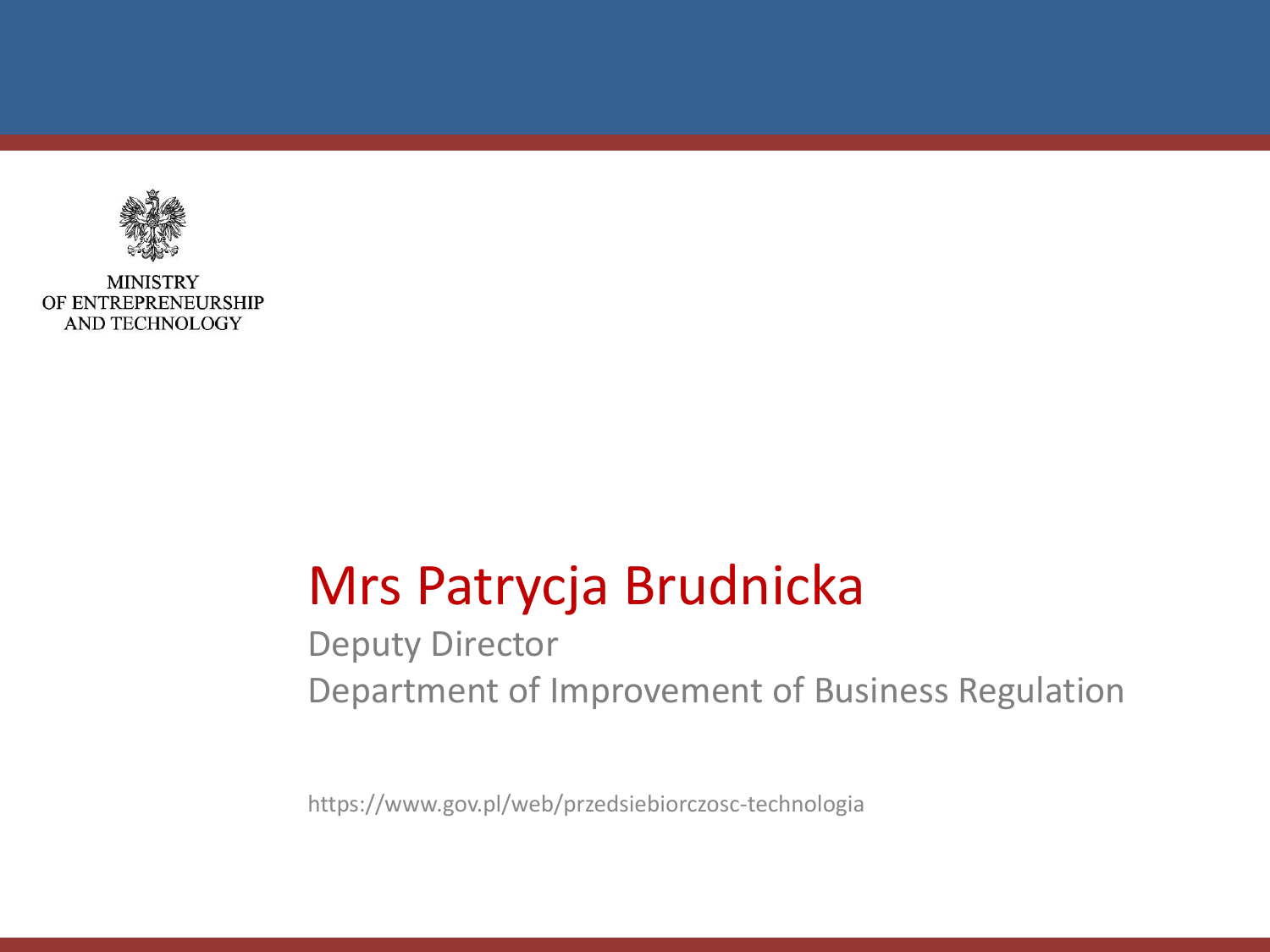MINISTRY
OF ENTREPRENEURSHIP
AND TECHNOLOGY

# Mrs Patrycja Brudnicka

Deputy Director

Department of Improvement of Business Regulation

https://www.gov.pl/web/przedsiebiorczosc-technologia